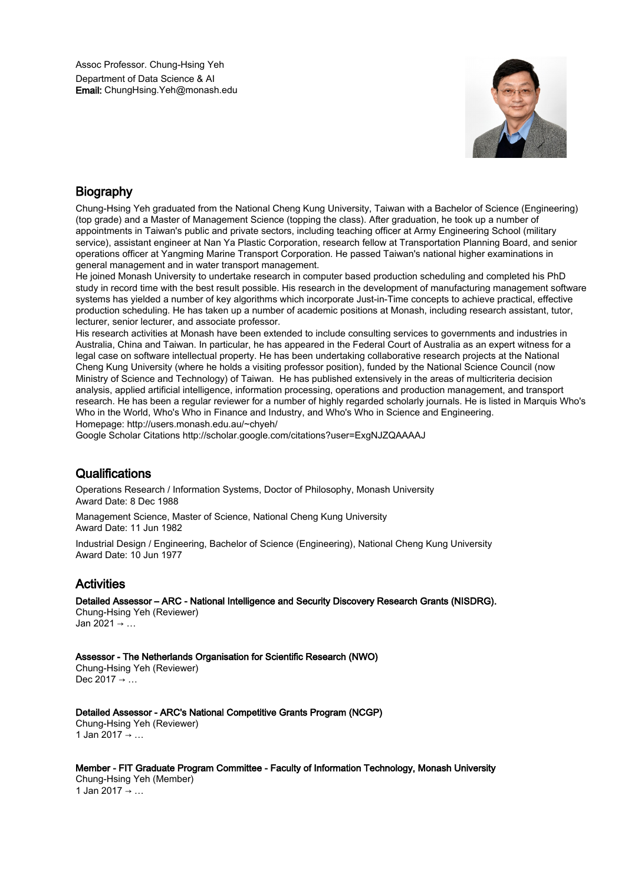Assoc Professor. Chung-Hsing Yeh
Department of Data Science & AI
**Email:** ChungHsing.Yeh@monash.edu

## Biography

Chung-Hsing Yeh graduated from the National Cheng Kung University, Taiwan with a Bachelor of Science (Engineering) (top grade) and a Master of Management Science (topping the class). After graduation, he took up a number of appointments in Taiwan's public and private sectors, including teaching officer at Army Engineering School (military service), assistant engineer at Nan Ya Plastic Corporation, research fellow at Transportation Planning Board, and senior operations officer at Yangming Marine Transport Corporation. He passed Taiwan's national higher examinations in general management and in water transport management.
He joined Monash University to undertake research in computer based production scheduling and completed his PhD study in record time with the best result possible. His research in the development of manufacturing management software systems has yielded a number of key algorithms which incorporate Just-in-Time concepts to achieve practical, effective production scheduling. He has taken up a number of academic positions at Monash, including research assistant, tutor, lecturer, senior lecturer, and associate professor.
His research activities at Monash have been extended to include consulting services to governments and industries in Australia, China and Taiwan. In particular, he has appeared in the Federal Court of Australia as an expert witness for a legal case on software intellectual property. He has been undertaking collaborative research projects at the National Cheng Kung University (where he holds a visiting professor position), funded by the National Science Council (now Ministry of Science and Technology) of Taiwan. He has published extensively in the areas of multicriteria decision analysis, applied artificial intelligence, information processing, operations and production management, and transport research. He has been a regular reviewer for a number of highly regarded scholarly journals. He is listed in Marquis Who's Who in the World, Who's Who in Finance and Industry, and Who's Who in Science and Engineering.
Homepage: http://users.monash.edu.au/~chyeh/
Google Scholar Citations http://scholar.google.com/citations?user=ExgNJZQAAAAJ

## Qualifications

Operations Research / Information Systems, Doctor of Philosophy, Monash University
Award Date: 8 Dec 1988

Management Science, Master of Science, National Cheng Kung University
Award Date: 11 Jun 1982

Industrial Design / Engineering, Bachelor of Science (Engineering), National Cheng Kung University
Award Date: 10 Jun 1977

## Activities

**Detailed Assessor – ARC - National Intelligence and Security Discovery Research Grants (NISDRG).**
Chung-Hsing Yeh (Reviewer)
Jan 2021 → …

**Assessor - The Netherlands Organisation for Scientific Research (NWO)**
Chung-Hsing Yeh (Reviewer)
Dec 2017 → …

**Detailed Assessor - ARC's National Competitive Grants Program (NCGP)**
Chung-Hsing Yeh (Reviewer)
1 Jan 2017 → …

**Member - FIT Graduate Program Committee - Faculty of Information Technology, Monash University**
Chung-Hsing Yeh (Member)
1 Jan 2017 → …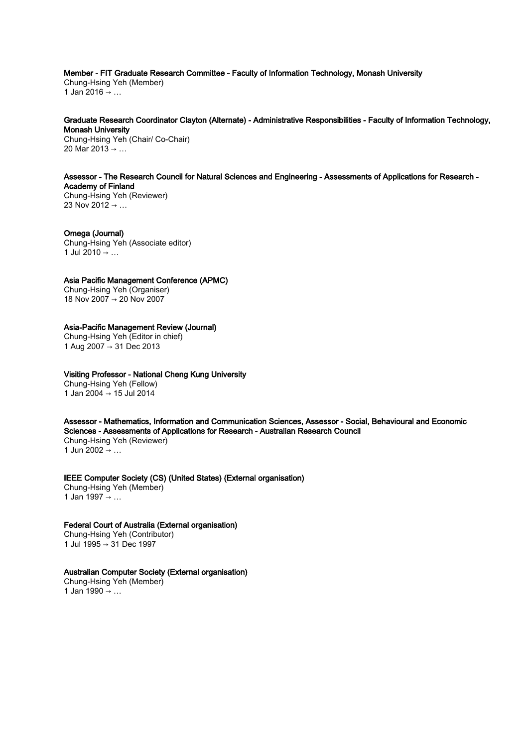**Member - FIT Graduate Research Committee - Faculty of Information Technology, Monash University**
Chung-Hsing Yeh (Member)
1 Jan 2016 → …

**Graduate Research Coordinator Clayton (Alternate) - Administrative Responsibilities - Faculty of Information Technology, Monash University**
Chung-Hsing Yeh (Chair/ Co-Chair)
20 Mar 2013 → …

**Assessor - The Research Council for Natural Sciences and Engineering - Assessments of Applications for Research - Academy of Finland**
Chung-Hsing Yeh (Reviewer)
23 Nov 2012 → …

**Omega (Journal)**
Chung-Hsing Yeh (Associate editor)
1 Jul 2010 → …

**Asia Pacific Management Conference (APMC)**
Chung-Hsing Yeh (Organiser)
18 Nov 2007 → 20 Nov 2007

**Asia-Pacific Management Review (Journal)**
Chung-Hsing Yeh (Editor in chief)
1 Aug 2007 → 31 Dec 2013

**Visiting Professor - National Cheng Kung University**
Chung-Hsing Yeh (Fellow)
1 Jan 2004 → 15 Jul 2014

**Assessor - Mathematics, Information and Communication Sciences, Assessor - Social, Behavioural and Economic Sciences - Assessments of Applications for Research - Australian Research Council**
Chung-Hsing Yeh (Reviewer)
1 Jun 2002 → …

**IEEE Computer Society (CS) (United States) (External organisation)**
Chung-Hsing Yeh (Member)
1 Jan 1997 → …

**Federal Court of Australia (External organisation)**
Chung-Hsing Yeh (Contributor)
1 Jul 1995 → 31 Dec 1997

**Australian Computer Society (External organisation)**
Chung-Hsing Yeh (Member)
1 Jan 1990 → …